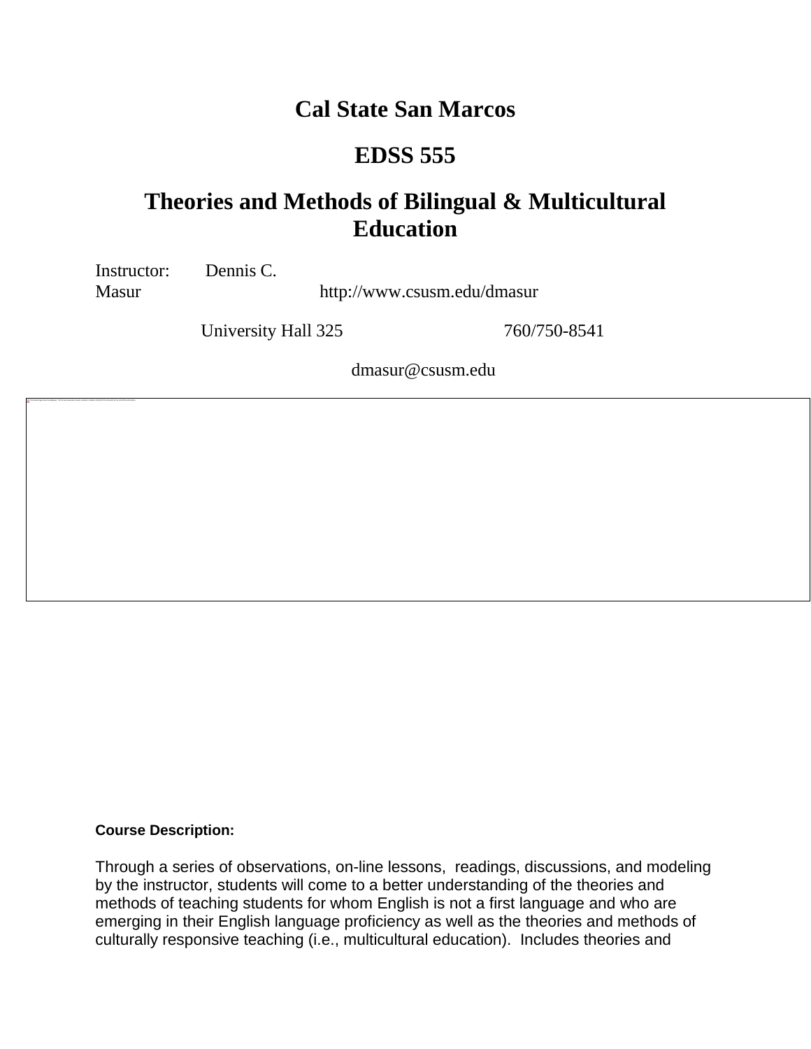# Cal State San Marcos

# EDSS 555

# Theories and Methods of Bilingual & Multicultural Education

Instructor: Dennis C. Masur http://www.csusm.edu/dmasur

University Hall 325 760/750-8541

dmasur@csusm.edu

**Course Description:**

Through a series of observations, on-line lessons, readings, discussions, and modeling by the instructor, students will come to a better understanding of the theories and methods of teaching students for whom English is not a first language and who are emerging in their English language proficiency as well as the theories and methods of culturally responsive teaching (i.e., multicultural education). Includes theories and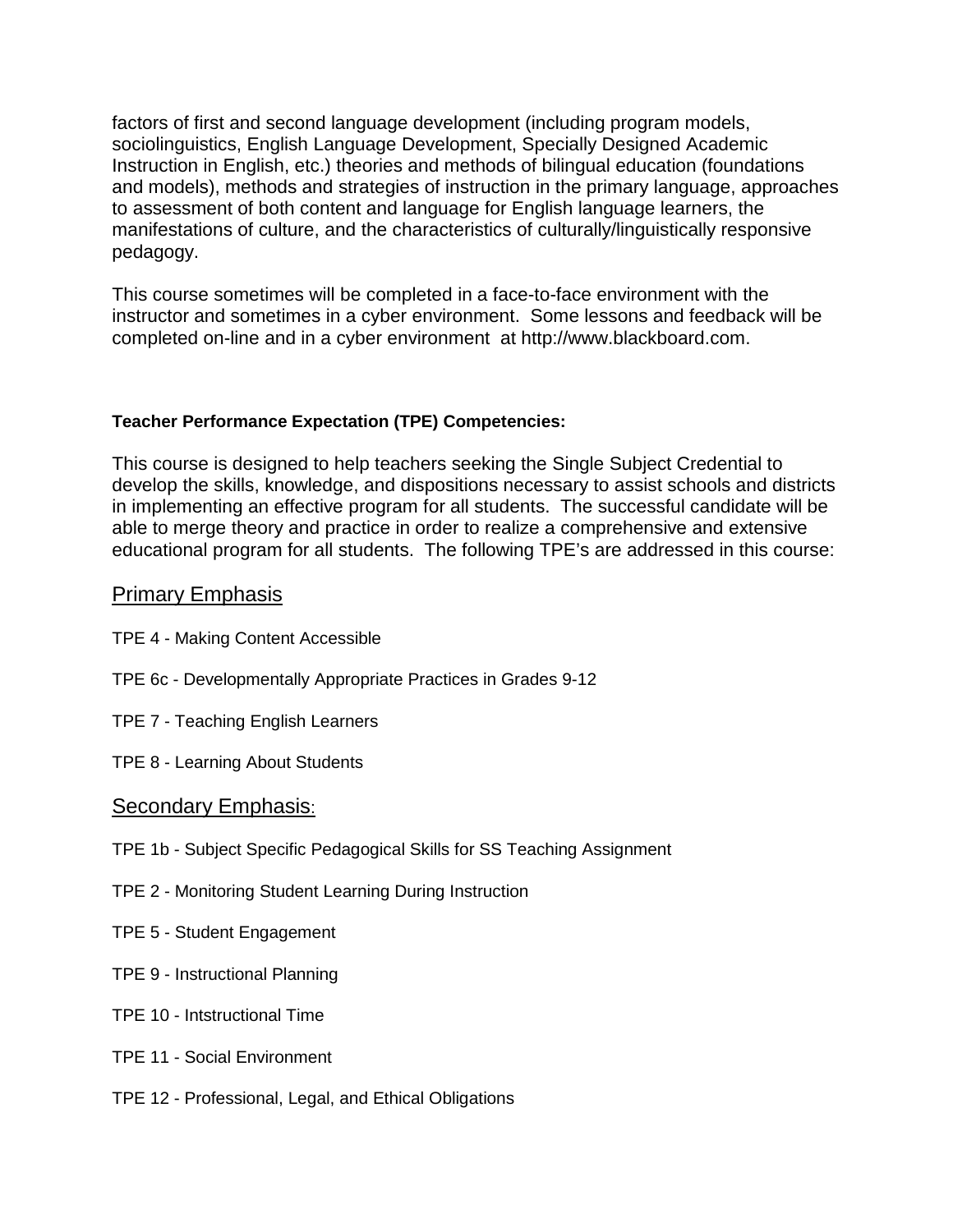factors of first and second language development (including program models, sociolinguistics, English Language Development, Specially Designed Academic Instruction in English, etc.) theories and methods of bilingual education (foundations and models), methods and strategies of instruction in the primary language, approaches to assessment of both content and language for English language learners, the manifestations of culture, and the characteristics of culturally/linguistically responsive pedagogy.

This course sometimes will be completed in a face-to-face environment with the instructor and sometimes in a cyber environment. Some lessons and feedback will be completed on-line and in a cyber environment at http://www.blackboard.com.

**Teacher Performance Expectation (TPE) Competencies:**

This course is designed to help teachers seeking the Single Subject Credential to develop the skills, knowledge, and dispositions necessary to assist schools and districts in implementing an effective program for all students. The successful candidate will be able to merge theory and practice in order to realize a comprehensive and extensive educational program for all students. The following TPE's are addressed in this course:

## Primary Emphasis

TPE 4 - Making Content Accessible

TPE 6c - Developmentally Appropriate Practices in Grades 9-12

TPE 7 - Teaching English Learners

TPE 8 - Learning About Students

## Secondary Emphasis:

TPE 1b - Subject Specific Pedagogical Skills for SS Teaching Assignment

TPE 2 - Monitoring Student Learning During Instruction

TPE 5 - Student Engagement

TPE 9 - Instructional Planning

TPE 10 - Intstructional Time

TPE 11 - Social Environment

TPE 12 - Professional, Legal, and Ethical Obligations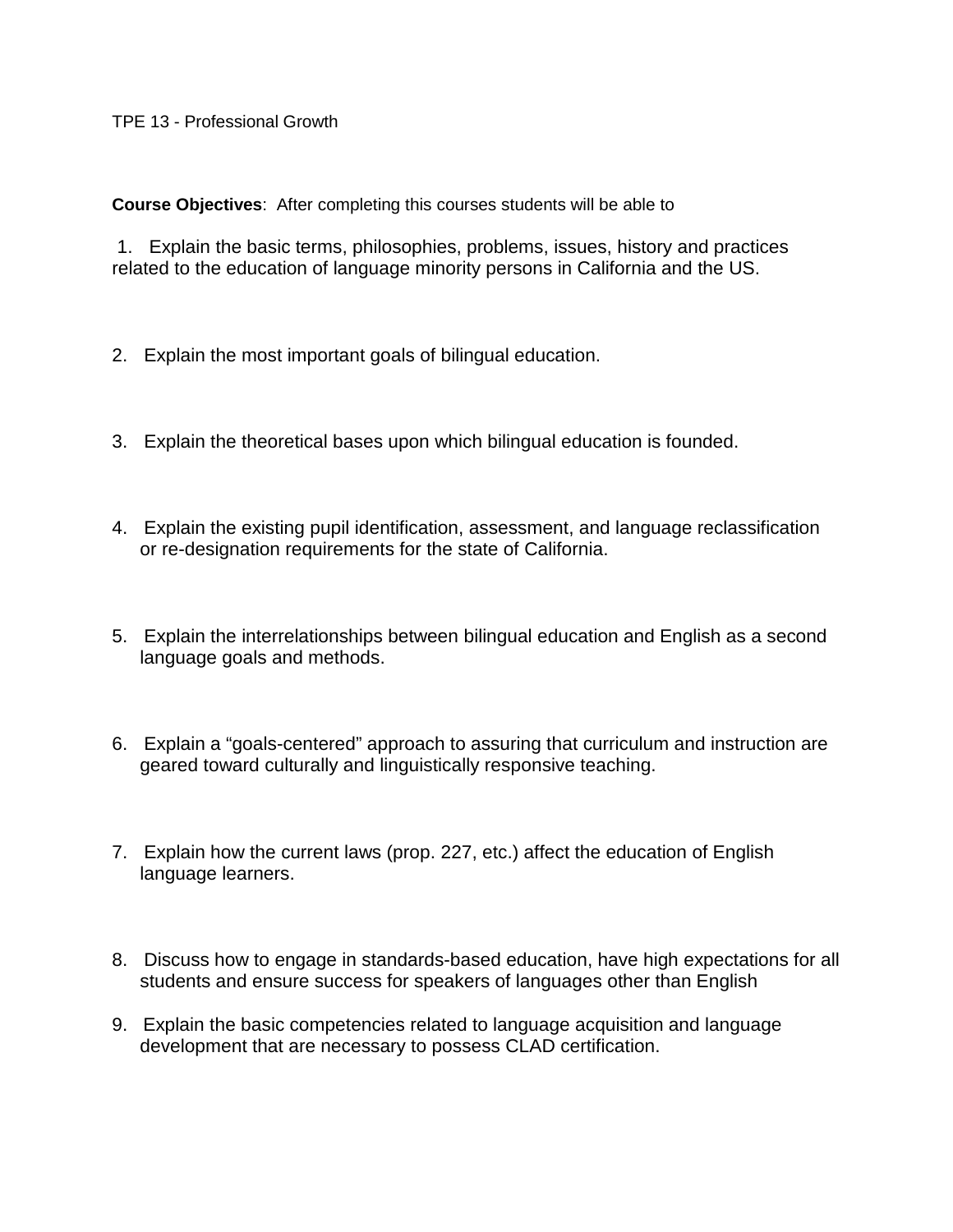TPE 13 - Professional Growth

**Course Objectives**: After completing this courses students will be able to

1. Explain the basic terms, philosophies, problems, issues, history and practices related to the education of language minority persons in California and the US.

2. Explain the most important goals of bilingual education.

3. Explain the theoretical bases upon which bilingual education is founded.

4. Explain the existing pupil identification, assessment, and language reclassification or re-designation requirements for the state of California.

5. Explain the interrelationships between bilingual education and English as a second language goals and methods.

6. Explain a “goals-centered” approach to assuring that curriculum and instruction are geared toward culturally and linguistically responsive teaching.

7. Explain how the current laws (prop. 227, etc.) affect the education of English language learners.

8. Discuss how to engage in standards-based education, have high expectations for all students and ensure success for speakers of languages other than English

9. Explain the basic competencies related to language acquisition and language development that are necessary to possess CLAD certification.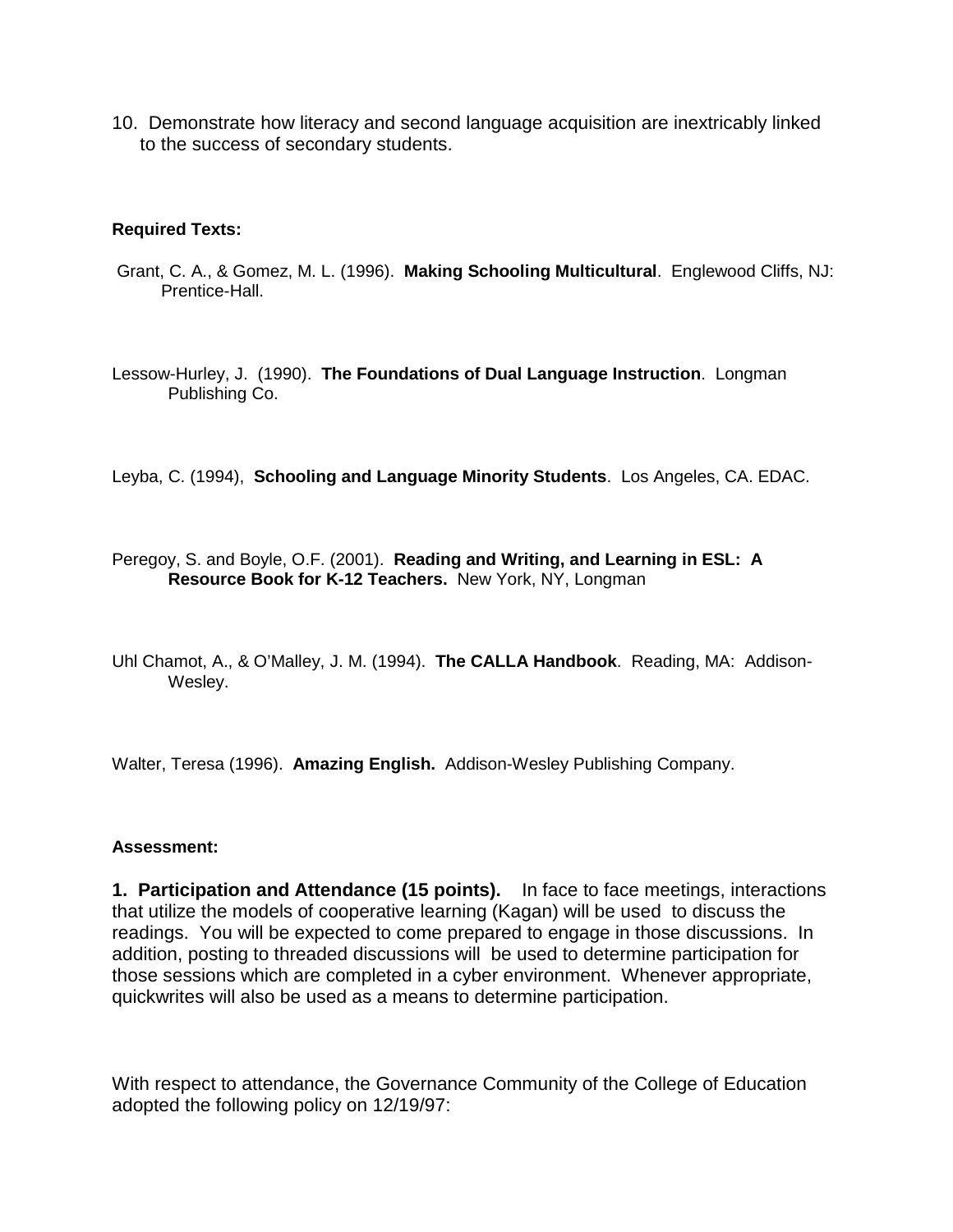10. Demonstrate how literacy and second language acquisition are inextricably linked to the success of secondary students.

**Required Texts:**

Grant, C. A., & Gomez, M. L. (1996). **Making Schooling Multicultural**. Englewood Cliffs, NJ: Prentice-Hall.

Lessow-Hurley, J. (1990). **The Foundations of Dual Language Instruction**. Longman Publishing Co.

Leyba, C. (1994), **Schooling and Language Minority Students**. Los Angeles, CA. EDAC.

Peregoy, S. and Boyle, O.F. (2001). **Reading and Writing, and Learning in ESL: A Resource Book for K-12 Teachers.** New York, NY, Longman

Uhl Chamot, A., & O'Malley, J. M. (1994). **The CALLA Handbook**. Reading, MA: Addison-Wesley.

Walter, Teresa (1996). **Amazing English.** Addison-Wesley Publishing Company.

**Assessment:**

**1. Participation and Attendance (15 points).** In face to face meetings, interactions that utilize the models of cooperative learning (Kagan) will be used to discuss the readings. You will be expected to come prepared to engage in those discussions. In addition, posting to threaded discussions will be used to determine participation for those sessions which are completed in a cyber environment. Whenever appropriate, quickwrites will also be used as a means to determine participation.

With respect to attendance, the Governance Community of the College of Education adopted the following policy on 12/19/97: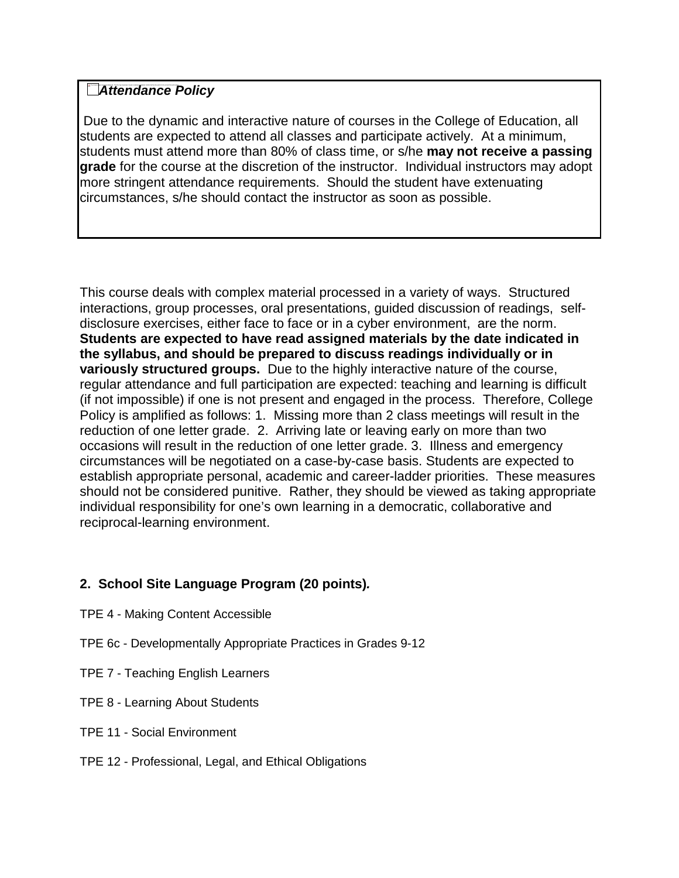***Attendance Policy***

Due to the dynamic and interactive nature of courses in the College of Education, all students are expected to attend all classes and participate actively. At a minimum, students must attend more than 80% of class time, or s/he **may not receive a passing grade** for the course at the discretion of the instructor. Individual instructors may adopt more stringent attendance requirements. Should the student have extenuating circumstances, s/he should contact the instructor as soon as possible.

This course deals with complex material processed in a variety of ways. Structured interactions, group processes, oral presentations, guided discussion of readings, self-disclosure exercises, either face to face or in a cyber environment, are the norm. **Students are expected to have read assigned materials by the date indicated in the syllabus, and should be prepared to discuss readings individually or in variously structured groups.** Due to the highly interactive nature of the course, regular attendance and full participation are expected: teaching and learning is difficult (if not impossible) if one is not present and engaged in the process. Therefore, College Policy is amplified as follows: 1. Missing more than 2 class meetings will result in the reduction of one letter grade. 2. Arriving late or leaving early on more than two occasions will result in the reduction of one letter grade. 3. Illness and emergency circumstances will be negotiated on a case-by-case basis. Students are expected to establish appropriate personal, academic and career-ladder priorities. These measures should not be considered punitive. Rather, they should be viewed as taking appropriate individual responsibility for one's own learning in a democratic, collaborative and reciprocal-learning environment.

**2. School Site Language Program (20 points)*.***

TPE 4 - Making Content Accessible

TPE 6c - Developmentally Appropriate Practices in Grades 9-12

TPE 7 - Teaching English Learners

TPE 8 - Learning About Students

TPE 11 - Social Environment

TPE 12 - Professional, Legal, and Ethical Obligations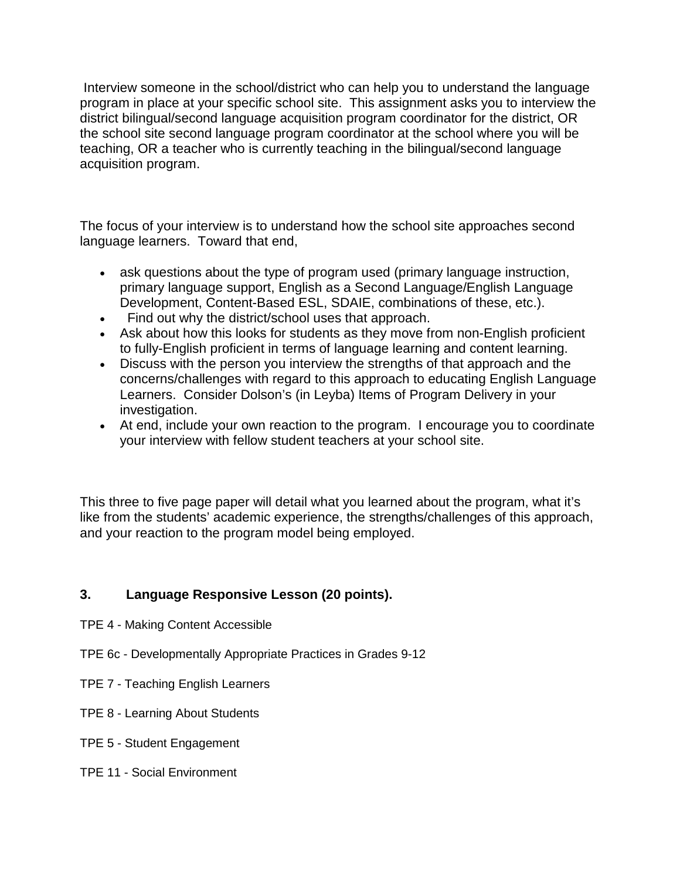Interview someone in the school/district who can help you to understand the language program in place at your specific school site. This assignment asks you to interview the district bilingual/second language acquisition program coordinator for the district, OR the school site second language program coordinator at the school where you will be teaching, OR a teacher who is currently teaching in the bilingual/second language acquisition program.

The focus of your interview is to understand how the school site approaches second language learners. Toward that end,

- ask questions about the type of program used (primary language instruction, primary language support, English as a Second Language/English Language Development, Content-Based ESL, SDAIE, combinations of these, etc.).
- Find out why the district/school uses that approach.
- Ask about how this looks for students as they move from non-English proficient to fully-English proficient in terms of language learning and content learning.
- Discuss with the person you interview the strengths of that approach and the concerns/challenges with regard to this approach to educating English Language Learners. Consider Dolson's (in Leyba) Items of Program Delivery in your investigation.
- At end, include your own reaction to the program. I encourage you to coordinate your interview with fellow student teachers at your school site.

This three to five page paper will detail what you learned about the program, what it's like from the students' academic experience, the strengths/challenges of this approach, and your reaction to the program model being employed.

### 3. Language Responsive Lesson (20 points).

TPE 4 - Making Content Accessible

TPE 6c - Developmentally Appropriate Practices in Grades 9-12

TPE 7 - Teaching English Learners

TPE 8 - Learning About Students

TPE 5 - Student Engagement

TPE 11 - Social Environment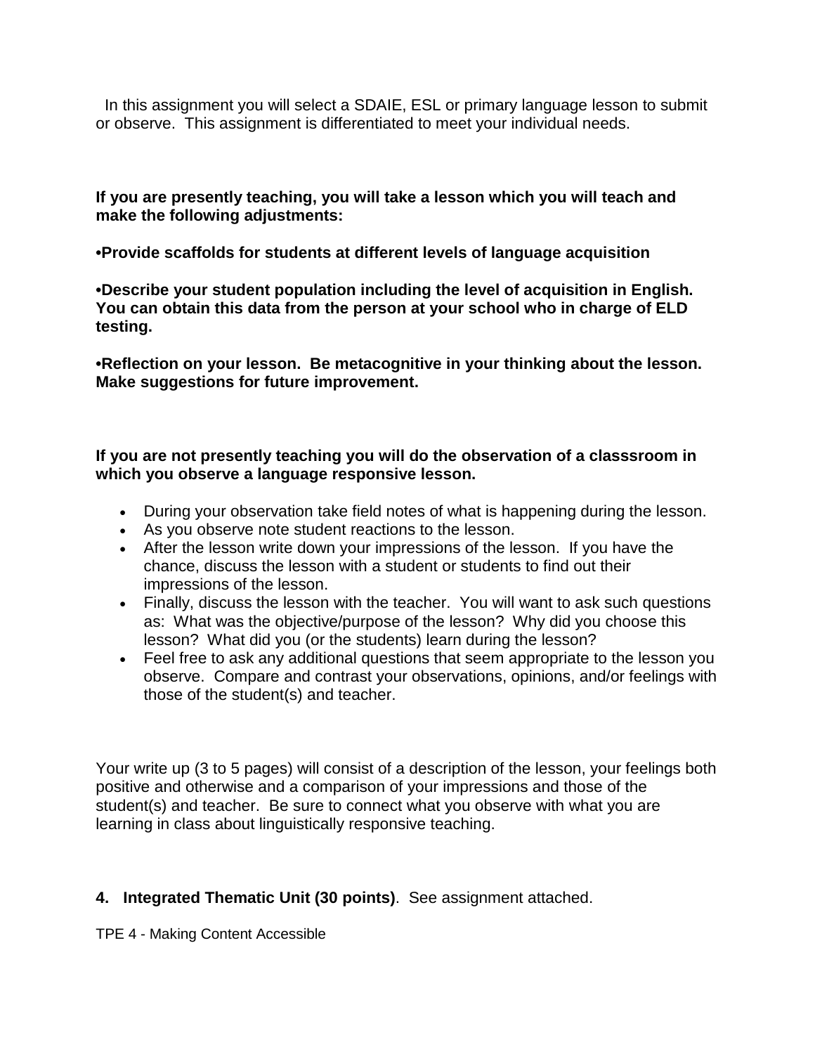In this assignment you will select a SDAIE, ESL or primary language lesson to submit or observe. This assignment is differentiated to meet your individual needs.

**If you are presently teaching, you will take a lesson which you will teach and make the following adjustments:**

**•Provide scaffolds for students at different levels of language acquisition**

**•Describe your student population including the level of acquisition in English. You can obtain this data from the person at your school who in charge of ELD testing.**

**•Reflection on your lesson. Be metacognitive in your thinking about the lesson. Make suggestions for future improvement.**

**If you are not presently teaching you will do the observation of a classsroom in which you observe a language responsive lesson.**

- During your observation take field notes of what is happening during the lesson.
- As you observe note student reactions to the lesson.
- After the lesson write down your impressions of the lesson. If you have the chance, discuss the lesson with a student or students to find out their impressions of the lesson.
- Finally, discuss the lesson with the teacher. You will want to ask such questions as: What was the objective/purpose of the lesson? Why did you choose this lesson? What did you (or the students) learn during the lesson?
- Feel free to ask any additional questions that seem appropriate to the lesson you observe. Compare and contrast your observations, opinions, and/or feelings with those of the student(s) and teacher.

Your write up (3 to 5 pages) will consist of a description of the lesson, your feelings both positive and otherwise and a comparison of your impressions and those of the student(s) and teacher. Be sure to connect what you observe with what you are learning in class about linguistically responsive teaching.

**4. Integrated Thematic Unit (30 points)**. See assignment attached.

TPE 4 - Making Content Accessible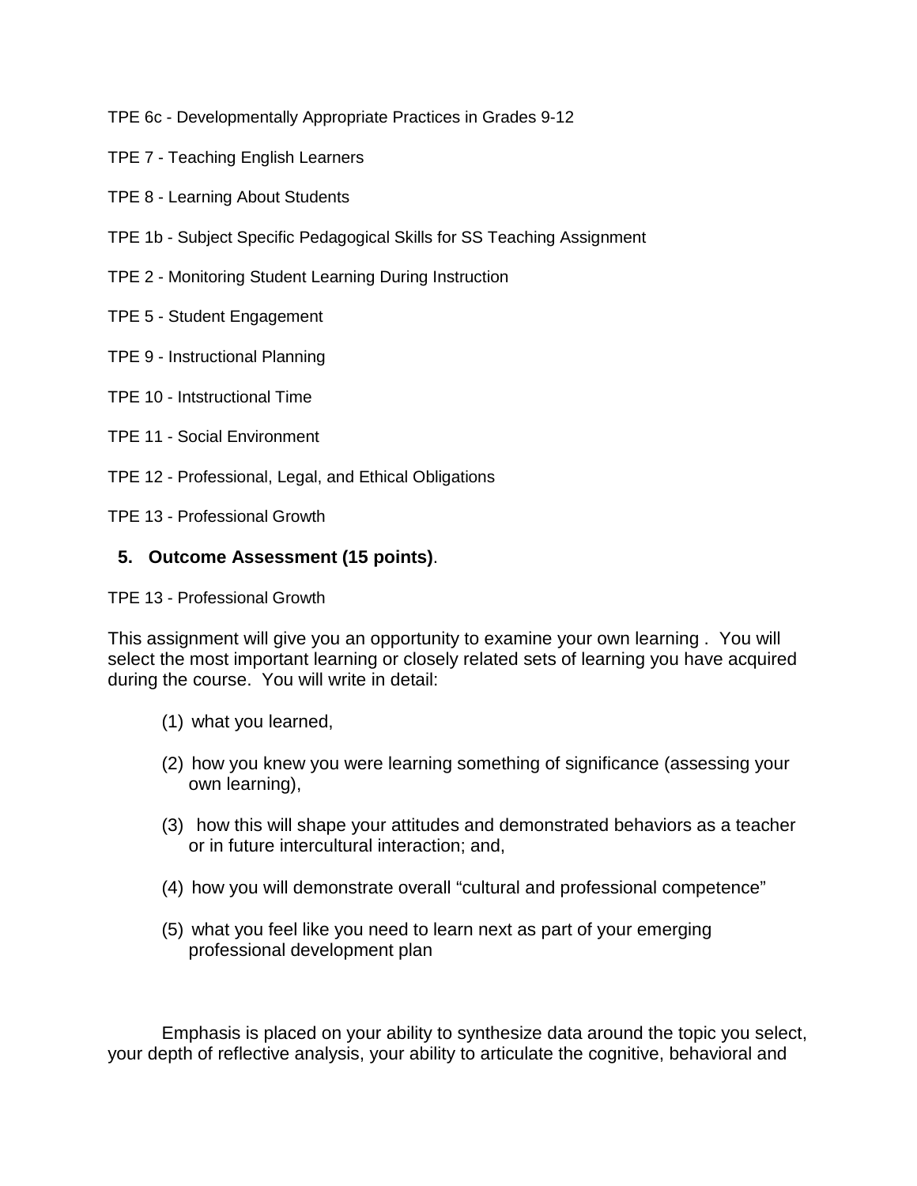TPE 6c - Developmentally Appropriate Practices in Grades 9-12

TPE 7 - Teaching English Learners

TPE 8 - Learning About Students

TPE 1b - Subject Specific Pedagogical Skills for SS Teaching Assignment

TPE 2 - Monitoring Student Learning During Instruction

TPE 5 - Student Engagement

TPE 9 - Instructional Planning

TPE 10 - Intstructional Time

TPE 11 - Social Environment

TPE 12 - Professional, Legal, and Ethical Obligations

TPE 13 - Professional Growth

5. **Outcome Assessment (15 points)**.

TPE 13 - Professional Growth

This assignment will give you an opportunity to examine your own learning . You will select the most important learning or closely related sets of learning you have acquired during the course. You will write in detail:

(1) what you learned,

(2) how you knew you were learning something of significance (assessing your own learning),

(3) how this will shape your attitudes and demonstrated behaviors as a teacher or in future intercultural interaction; and,

(4) how you will demonstrate overall "cultural and professional competence"

(5) what you feel like you need to learn next as part of your emerging professional development plan

Emphasis is placed on your ability to synthesize data around the topic you select, your depth of reflective analysis, your ability to articulate the cognitive, behavioral and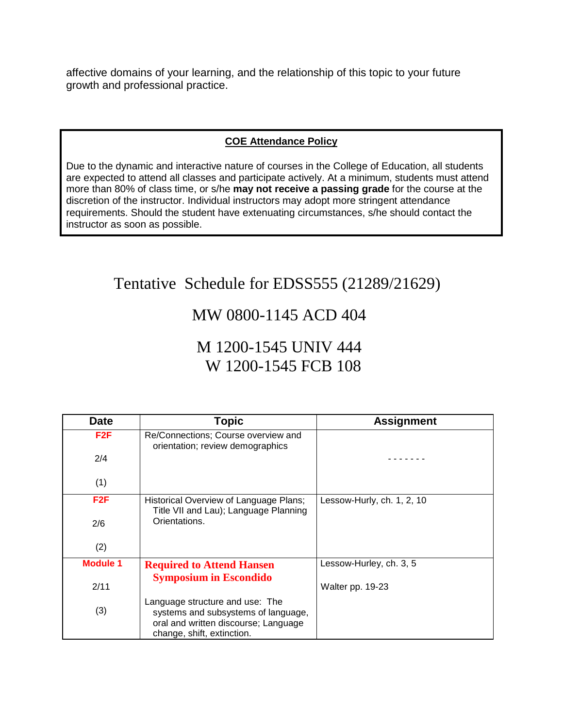affective domains of your learning, and the relationship of this topic to your future growth and professional practice.

**COE Attendance Policy**

Due to the dynamic and interactive nature of courses in the College of Education, all students are expected to attend all classes and participate actively. At a minimum, students must attend more than 80% of class time, or s/he **may not receive a passing grade** for the course at the discretion of the instructor. Individual instructors may adopt more stringent attendance requirements. Should the student have extenuating circumstances, s/he should contact the instructor as soon as possible.

# Tentative Schedule for EDSS555 (21289/21629)

## MW 0800-1145 ACD 404

## M 1200-1545 UNIV 444
## W 1200-1545 FCB 108

| Date | Topic | Assignment |
|---|---|---|
| **F2F**<br>2/4<br>(1) | Re/Connections; Course overview and orientation; review demographics | - - - - - - - |
| **F2F**<br>2/6<br>(2) | Historical Overview of Language Plans; Title VII and Lau); Language Planning Orientations. | Lessow-Hurly, ch. 1, 2, 10 |
| **Module 1**<br>2/11<br>(3) | **Required to Attend Hansen Symposium in Escondido**<br><br>Language structure and use: The systems and subsystems of language, oral and written discourse; Language change, shift, extinction. | Lessow-Hurley, ch. 3, 5<br><br>Walter pp. 19-23 |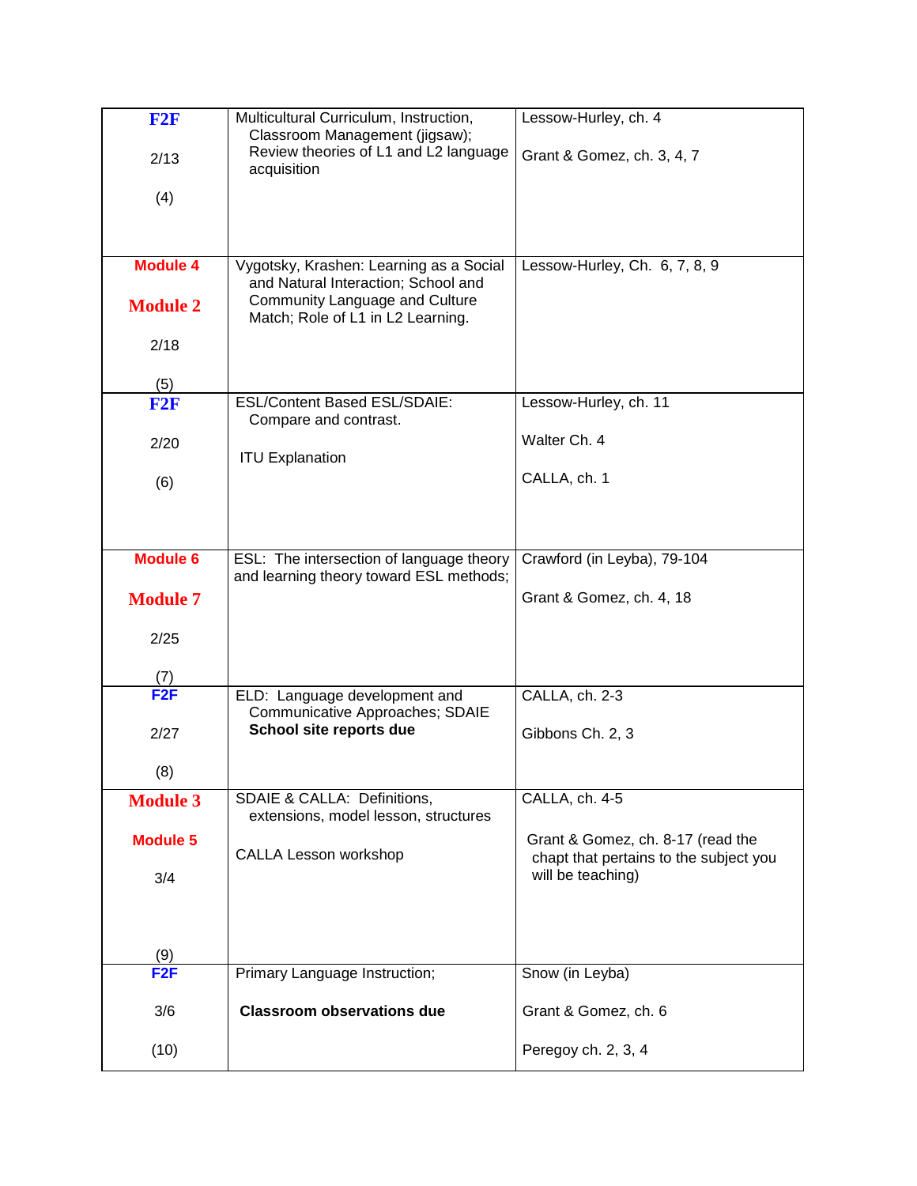| | | |
|---|---|---|
| **F2F**<br><br>2/13<br><br>(4) | Multicultural Curriculum, Instruction, Classroom Management (jigsaw); Review theories of L1 and L2 language acquisition | Lessow-Hurley, ch. 4<br><br>Grant & Gomez, ch. 3, 4, 7 |
| **Module 4**<br><br>**Module 2**<br><br>2/18<br><br>(5) | Vygotsky, Krashen: Learning as a Social and Natural Interaction; School and Community Language and Culture Match; Role of L1 in L2 Learning. | Lessow-Hurley, Ch. 6, 7, 8, 9 |
| **F2F**<br><br>2/20<br><br>(6) | ESL/Content Based ESL/SDAIE: Compare and contrast.<br><br>ITU Explanation | Lessow-Hurley, ch. 11<br><br>Walter Ch. 4<br><br>CALLA, ch. 1 |
| **Module 6**<br><br>**Module 7**<br><br>2/25<br><br>(7) | ESL: The intersection of language theory and learning theory toward ESL methods; | Crawford (in Leyba), 79-104<br><br>Grant & Gomez, ch. 4, 18 |
| **F2F**<br><br>2/27<br><br>(8) | ELD: Language development and Communicative Approaches; SDAIE<br>**School site reports due** | CALLA, ch. 2-3<br><br>Gibbons Ch. 2, 3 |
| **Module 3**<br><br>**Module 5**<br><br>3/4<br><br>(9) | SDAIE & CALLA: Definitions, extensions, model lesson, structures<br><br>CALLA Lesson workshop | CALLA, ch. 4-5<br><br>Grant & Gomez, ch. 8-17 (read the chapt that pertains to the subject you will be teaching) |
| **F2F**<br><br>3/6<br><br>(10) | Primary Language Instruction;<br><br>**Classroom observations due** | Snow (in Leyba)<br><br>Grant & Gomez, ch. 6<br><br>Peregoy ch. 2, 3, 4 |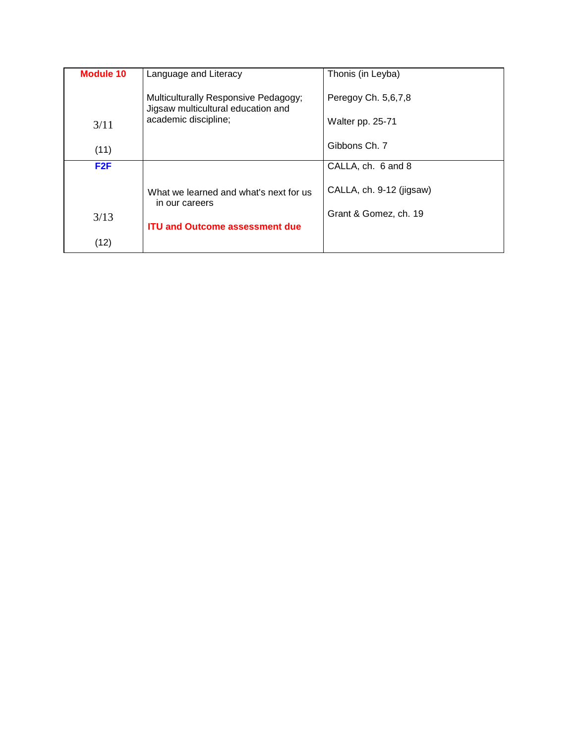| | | |
|---|---|---|
| **Module 10**<br><br>3/11<br><br>(11) | Language and Literacy<br><br>Multiculturally Responsive Pedagogy; Jigsaw multicultural education and academic discipline; | Thonis (in Leyba)<br><br>Peregoy Ch. 5,6,7,8<br><br>Walter pp. 25-71<br><br>Gibbons Ch. 7 |
| **F2F**<br><br>3/13<br><br>(12) | What we learned and what's next for us in our careers<br><br>**ITU and Outcome assessment due** | CALLA, ch. 6 and 8<br><br>CALLA, ch. 9-12 (jigsaw)<br><br>Grant & Gomez, ch. 19 |